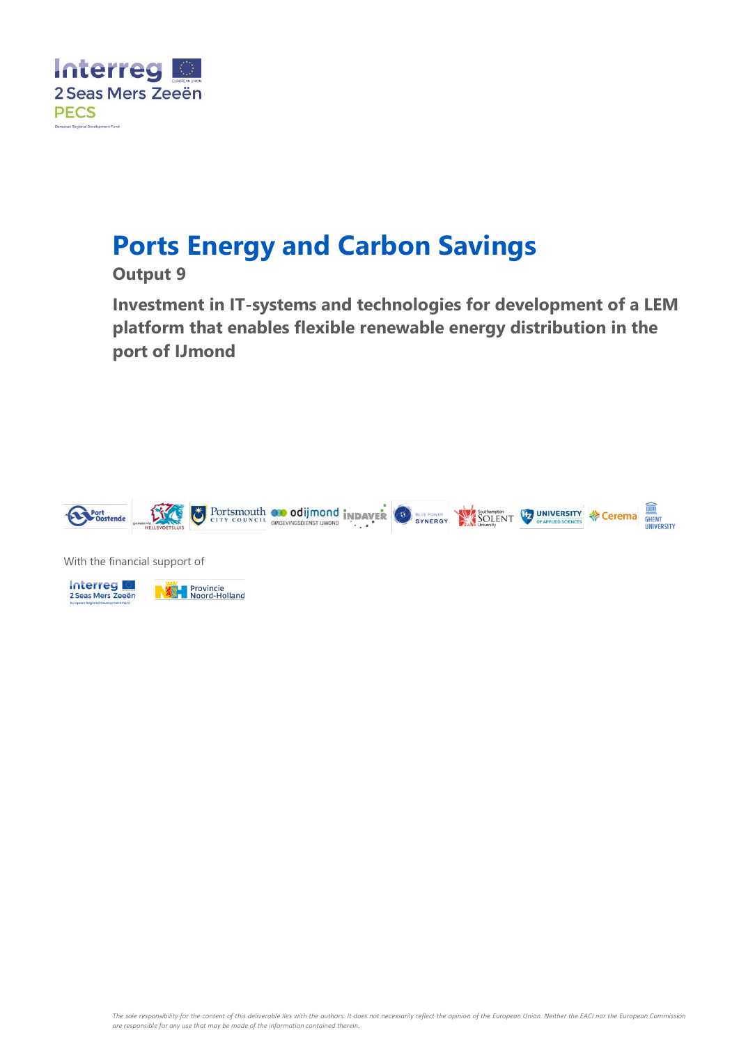# Ports Energy and Carbon Savings

**Output 9**

**Investment in IT-systems and technologies for development of a LEM platform that enables flexible renewable energy distribution in the port of IJmond**

With the financial support of

*The sole responsibility for the content of this deliverable lies with the authors. It does not necessarily reflect the opinion of the European Union. Neither the EACI nor the European Commission are responsible for any use that may be made of the information contained therein.*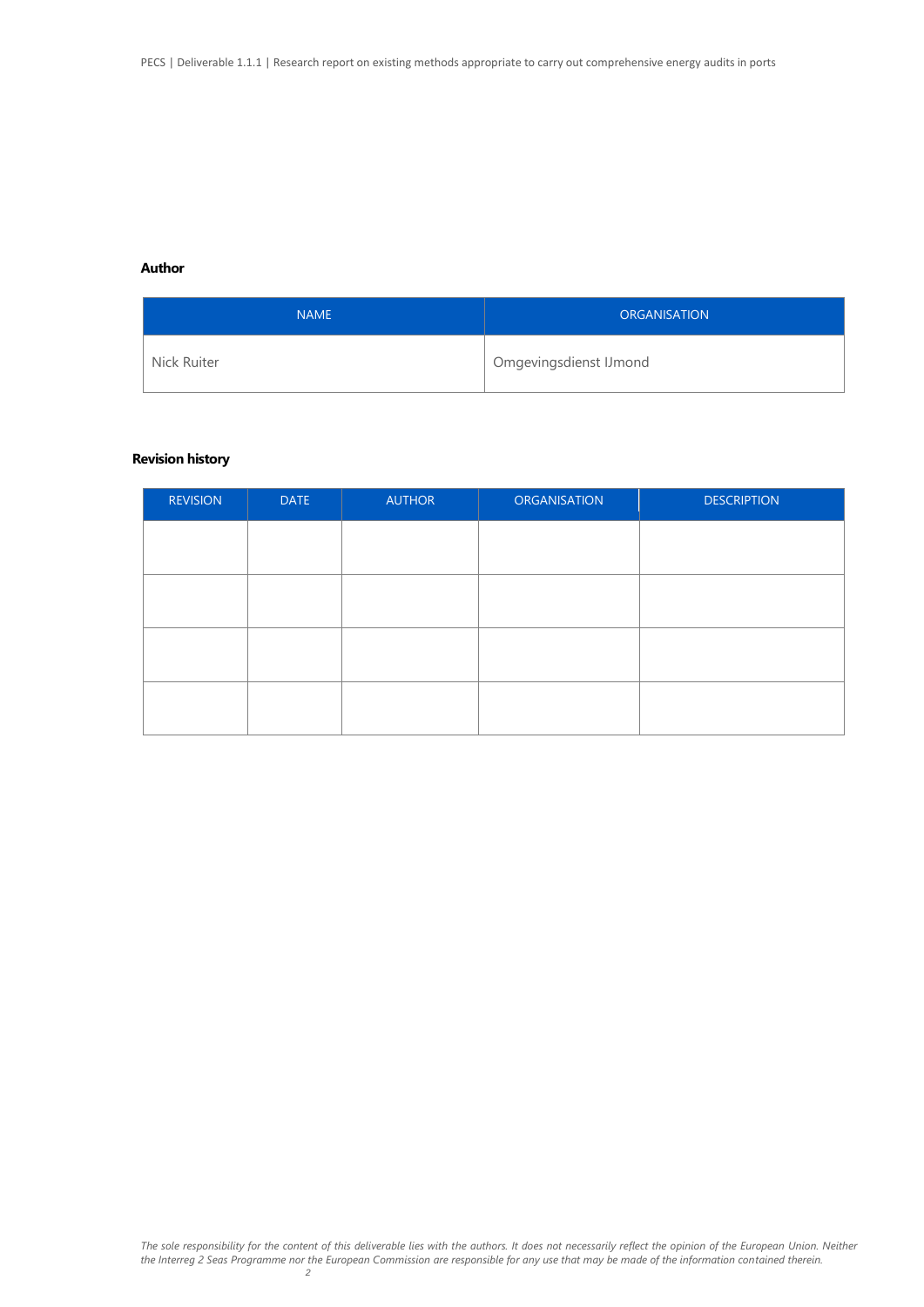**Author**

| NAME | ORGANISATION |
|---|---|
| Nick Ruiter | Omgevingsdienst IJmond |

**Revision history**

| REVISION | DATE | AUTHOR | ORGANISATION | DESCRIPTION |
|---|---|---|---|---|
| | | | | |
| | | | | |
| | | | | |
| | | | | |

*The sole responsibility for the content of this deliverable lies with the authors. It does not necessarily reflect the opinion of the European Union. Neither the Interreg 2 Seas Programme nor the European Commission are responsible for any use that may be made of the information contained therein.*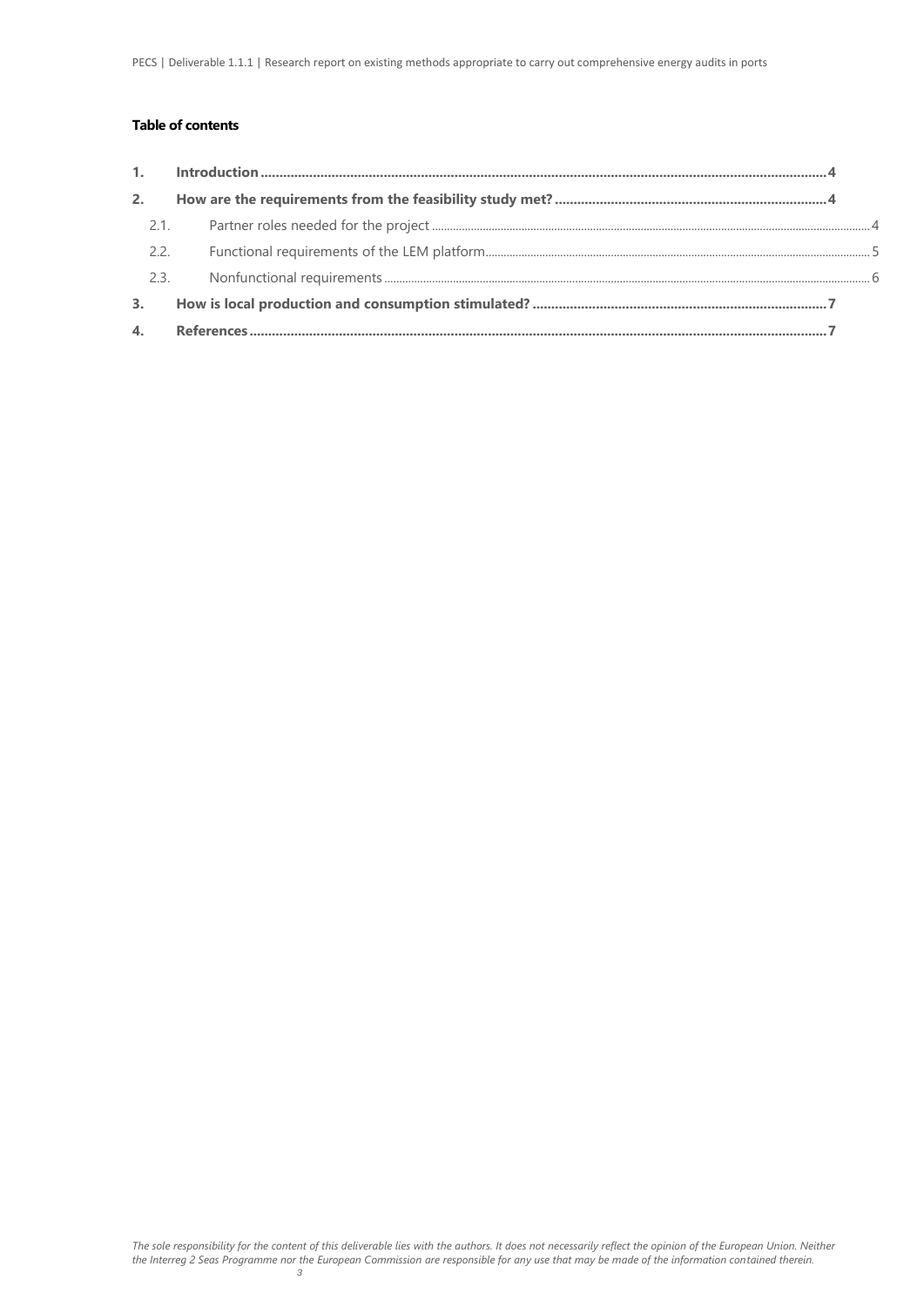**Table of contents**

1. Introduction ....................................................................................................................................................... 4
2. How are the requirements from the feasibility study met? ......................................................................... 4
   - 2.1. Partner roles needed for the project ....................................................................................................... 4
   - 2.2. Functional requirements of the LEM platform.......................................................................................... 5
   - 2.3. Nonfunctional requirements ..................................................................................................................... 6
3. How is local production and consumption stimulated? ............................................................................... 7
4. References ........................................................................................................................................................ 7

*The sole responsibility for the content of this deliverable lies with the authors. It does not necessarily reflect the opinion of the European Union. Neither the Interreg 2 Seas Programme nor the European Commission are responsible for any use that may be made of the information contained therein.*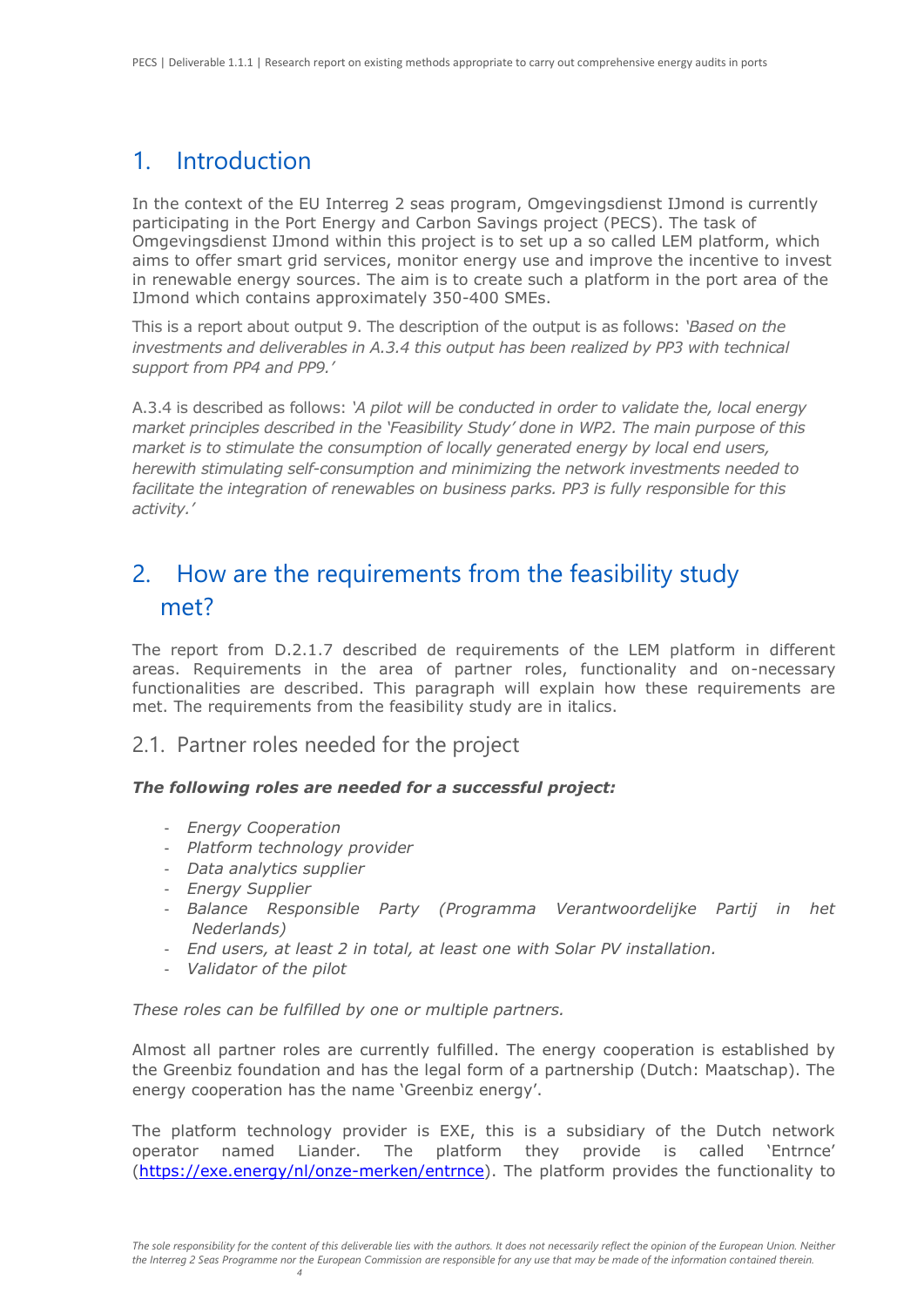# 1. Introduction

In the context of the EU Interreg 2 seas program, Omgevingsdienst IJmond is currently participating in the Port Energy and Carbon Savings project (PECS). The task of Omgevingsdienst IJmond within this project is to set up a so called LEM platform, which aims to offer smart grid services, monitor energy use and improve the incentive to invest in renewable energy sources. The aim is to create such a platform in the port area of the IJmond which contains approximately 350-400 SMEs.

This is a report about output 9. The description of the output is as follows: *'Based on the investments and deliverables in A.3.4 this output has been realized by PP3 with technical support from PP4 and PP9.'*

A.3.4 is described as follows: *'A pilot will be conducted in order to validate the, local energy market principles described in the 'Feasibility Study' done in WP2. The main purpose of this market is to stimulate the consumption of locally generated energy by local end users, herewith stimulating self-consumption and minimizing the network investments needed to facilitate the integration of renewables on business parks. PP3 is fully responsible for this activity.'*

# 2. How are the requirements from the feasibility study met?

The report from D.2.1.7 described de requirements of the LEM platform in different areas. Requirements in the area of partner roles, functionality and on-necessary functionalities are described. This paragraph will explain how these requirements are met. The requirements from the feasibility study are in italics.

## 2.1. Partner roles needed for the project

***The following roles are needed for a successful project:***

- *Energy Cooperation*
- *Platform technology provider*
- *Data analytics supplier*
- *Energy Supplier*
- *Balance Responsible Party (Programma Verantwoordelijke Partij in het Nederlands)*
- *End users, at least 2 in total, at least one with Solar PV installation.*
- *Validator of the pilot*

*These roles can be fulfilled by one or multiple partners.*

Almost all partner roles are currently fulfilled. The energy cooperation is established by the Greenbiz foundation and has the legal form of a partnership (Dutch: Maatschap). The energy cooperation has the name 'Greenbiz energy'.

The platform technology provider is EXE, this is a subsidiary of the Dutch network operator named Liander. The platform they provide is called 'Entrnce' (https://exe.energy/nl/onze-merken/entrnce). The platform provides the functionality to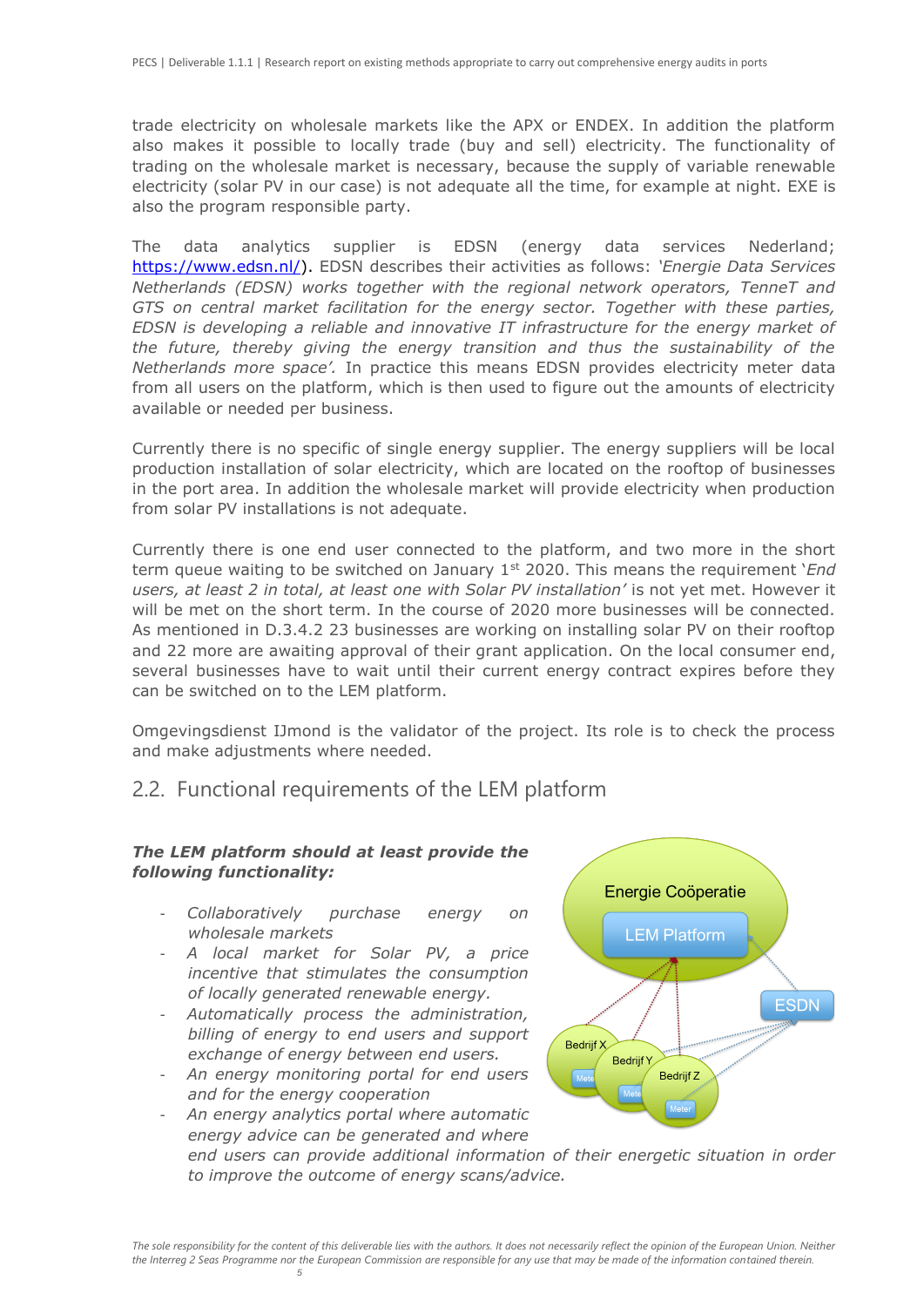trade electricity on wholesale markets like the APX or ENDEX. In addition the platform also makes it possible to locally trade (buy and sell) electricity. The functionality of trading on the wholesale market is necessary, because the supply of variable renewable electricity (solar PV in our case) is not adequate all the time, for example at night. EXE is also the program responsible party.

The data analytics supplier is EDSN (energy data services Nederland; https://www.edsn.nl/). EDSN describes their activities as follows: *'Energie Data Services Netherlands (EDSN) works together with the regional network operators, TenneT and GTS on central market facilitation for the energy sector. Together with these parties, EDSN is developing a reliable and innovative IT infrastructure for the energy market of the future, thereby giving the energy transition and thus the sustainability of the Netherlands more space'.* In practice this means EDSN provides electricity meter data from all users on the platform, which is then used to figure out the amounts of electricity available or needed per business.

Currently there is no specific of single energy supplier. The energy suppliers will be local production installation of solar electricity, which are located on the rooftop of businesses in the port area. In addition the wholesale market will provide electricity when production from solar PV installations is not adequate.

Currently there is one end user connected to the platform, and two more in the short term queue waiting to be switched on January 1st 2020. This means the requirement '*End users, at least 2 in total, at least one with Solar PV installation'* is not yet met. However it will be met on the short term. In the course of 2020 more businesses will be connected. As mentioned in D.3.4.2 23 businesses are working on installing solar PV on their rooftop and 22 more are awaiting approval of their grant application. On the local consumer end, several businesses have to wait until their current energy contract expires before they can be switched on to the LEM platform.

Omgevingsdienst IJmond is the validator of the project. Its role is to check the process and make adjustments where needed.

## 2.2. Functional requirements of the LEM platform

***The LEM platform should at least provide the following functionality:***

- *Collaboratively purchase energy on wholesale markets*
- *A local market for Solar PV, a price incentive that stimulates the consumption of locally generated renewable energy.*
- *Automatically process the administration, billing of energy to end users and support exchange of energy between end users.*
- *An energy monitoring portal for end users and for the energy cooperation*
- *An energy analytics portal where automatic energy advice can be generated and where end users can provide additional information of their energetic situation in order to improve the outcome of energy scans/advice.*

Energie Coöperatie
LEM Platform
ESDN
Bedrijf X
Bedrijf Y
Bedrijf Z
Meter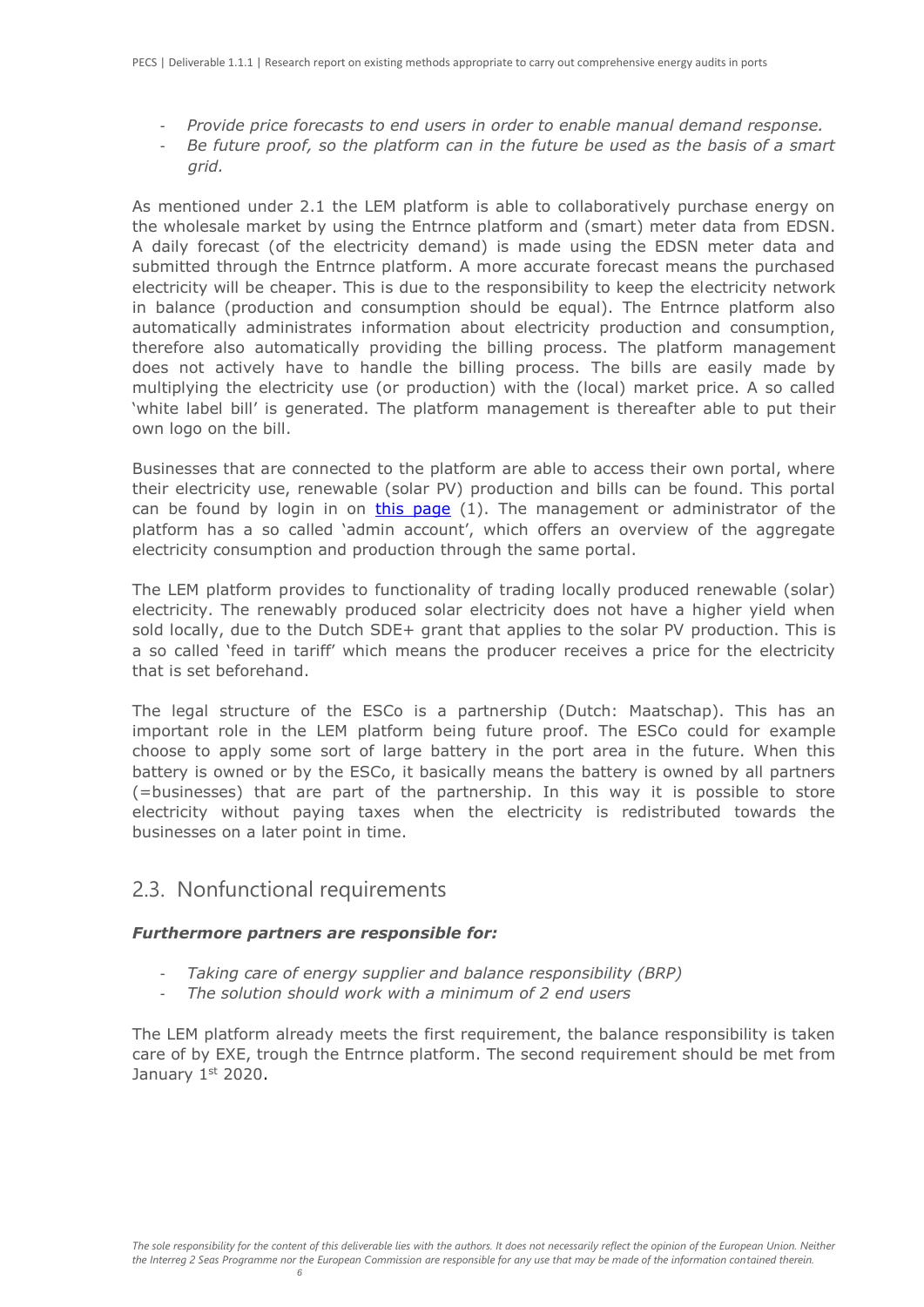- *Provide price forecasts to end users in order to enable manual demand response.*
- *Be future proof, so the platform can in the future be used as the basis of a smart grid.*

As mentioned under 2.1 the LEM platform is able to collaboratively purchase energy on the wholesale market by using the Entrnce platform and (smart) meter data from EDSN. A daily forecast (of the electricity demand) is made using the EDSN meter data and submitted through the Entrnce platform. A more accurate forecast means the purchased electricity will be cheaper. This is due to the responsibility to keep the electricity network in balance (production and consumption should be equal). The Entrnce platform also automatically administrates information about electricity production and consumption, therefore also automatically providing the billing process. The platform management does not actively have to handle the billing process. The bills are easily made by multiplying the electricity use (or production) with the (local) market price. A so called 'white label bill' is generated. The platform management is thereafter able to put their own logo on the bill.

Businesses that are connected to the platform are able to access their own portal, where their electricity use, renewable (solar PV) production and bills can be found. This portal can be found by login in on this page (1). The management or administrator of the platform has a so called 'admin account', which offers an overview of the aggregate electricity consumption and production through the same portal.

The LEM platform provides to functionality of trading locally produced renewable (solar) electricity. The renewably produced solar electricity does not have a higher yield when sold locally, due to the Dutch SDE+ grant that applies to the solar PV production. This is a so called 'feed in tariff' which means the producer receives a price for the electricity that is set beforehand.

The legal structure of the ESCo is a partnership (Dutch: Maatschap). This has an important role in the LEM platform being future proof. The ESCo could for example choose to apply some sort of large battery in the port area in the future. When this battery is owned or by the ESCo, it basically means the battery is owned by all partners (=businesses) that are part of the partnership. In this way it is possible to store electricity without paying taxes when the electricity is redistributed towards the businesses on a later point in time.

## 2.3. Nonfunctional requirements

***Furthermore partners are responsible for:***

- *Taking care of energy supplier and balance responsibility (BRP)*
- *The solution should work with a minimum of 2 end users*

The LEM platform already meets the first requirement, the balance responsibility is taken care of by EXE, trough the Entrnce platform. The second requirement should be met from January 1st 2020.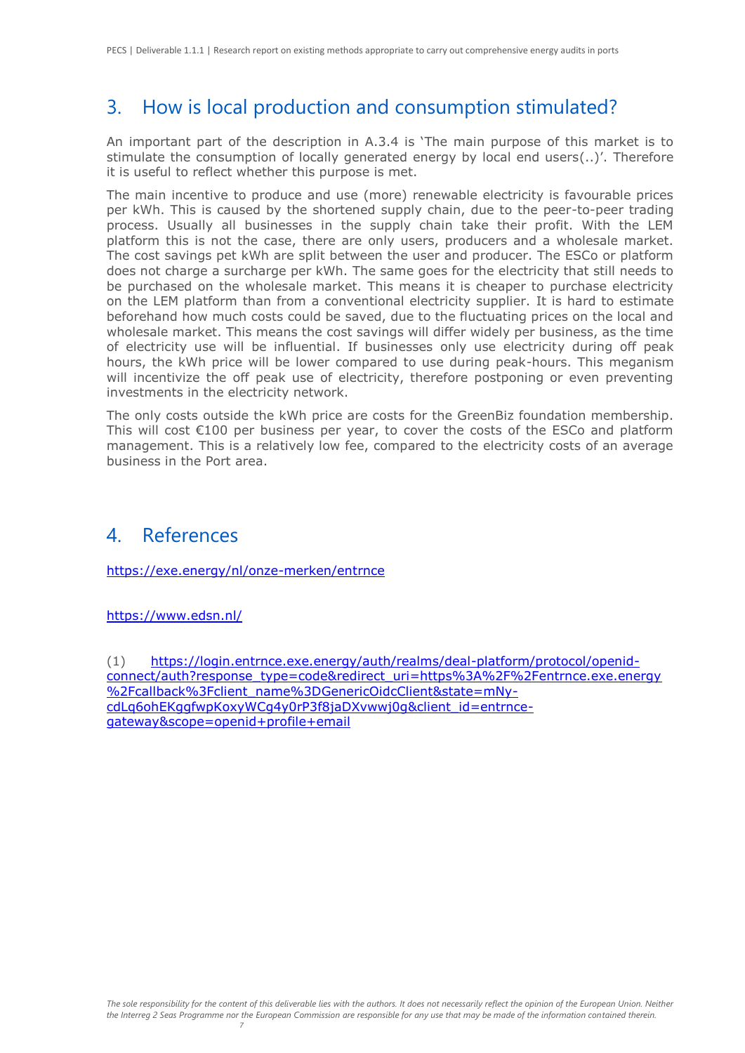## 3. How is local production and consumption stimulated?

An important part of the description in A.3.4 is 'The main purpose of this market is to stimulate the consumption of locally generated energy by local end users(..)'. Therefore it is useful to reflect whether this purpose is met.

The main incentive to produce and use (more) renewable electricity is favourable prices per kWh. This is caused by the shortened supply chain, due to the peer-to-peer trading process. Usually all businesses in the supply chain take their profit. With the LEM platform this is not the case, there are only users, producers and a wholesale market. The cost savings pet kWh are split between the user and producer. The ESCo or platform does not charge a surcharge per kWh. The same goes for the electricity that still needs to be purchased on the wholesale market. This means it is cheaper to purchase electricity on the LEM platform than from a conventional electricity supplier. It is hard to estimate beforehand how much costs could be saved, due to the fluctuating prices on the local and wholesale market. This means the cost savings will differ widely per business, as the time of electricity use will be influential. If businesses only use electricity during off peak hours, the kWh price will be lower compared to use during peak-hours. This meganism will incentivize the off peak use of electricity, therefore postponing or even preventing investments in the electricity network.

The only costs outside the kWh price are costs for the GreenBiz foundation membership. This will cost €100 per business per year, to cover the costs of the ESCo and platform management. This is a relatively low fee, compared to the electricity costs of an average business in the Port area.

## 4. References

https://exe.energy/nl/onze-merken/entrnce

https://www.edsn.nl/

(1) https://login.entrnce.exe.energy/auth/realms/deal-platform/protocol/openid-connect/auth?response_type=code&redirect_uri=https%3A%2F%2Fentrnce.exe.energy%2Fcallback%3Fclient_name%3DGenericOidcClient&state=mNy-cdLq6ohEKggfwpKoxyWCg4y0rP3f8jaDXvwwj0g&client_id=entrnce-gateway&scope=openid+profile+email

*The sole responsibility for the content of this deliverable lies with the authors. It does not necessarily reflect the opinion of the European Union. Neither the Interreg 2 Seas Programme nor the European Commission are responsible for any use that may be made of the information contained therein.*